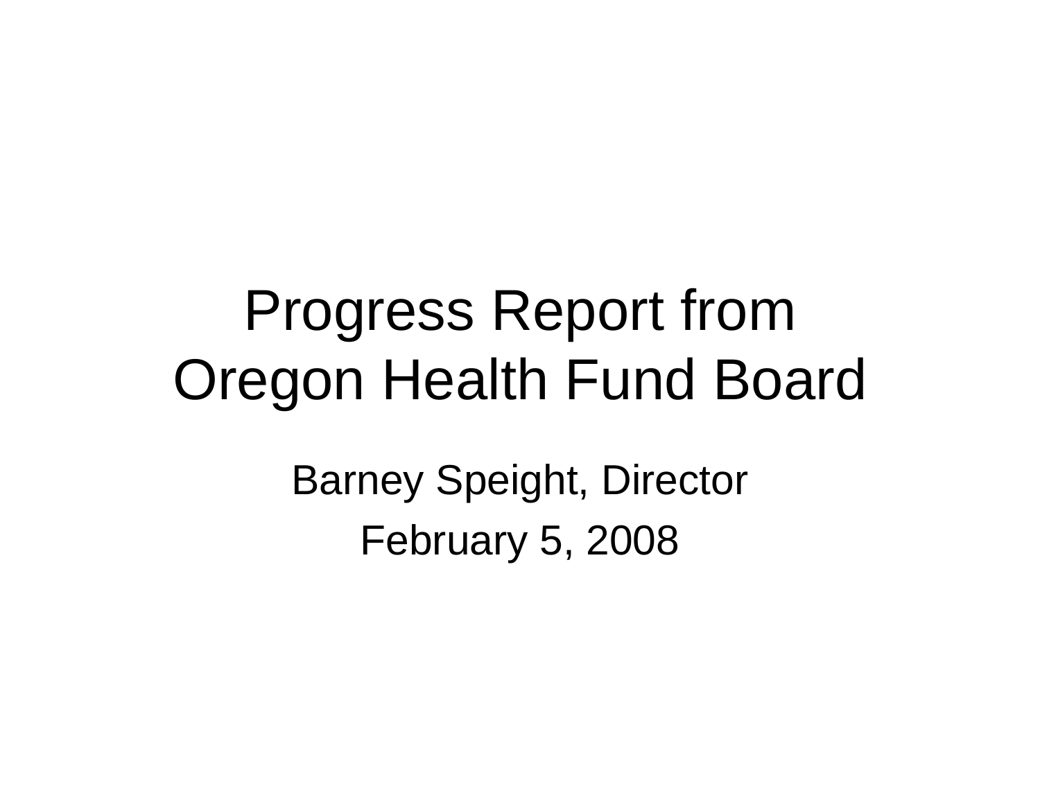# Progress Report from Oregon Health Fund Board

Barney Speight, Director

February 5, 2008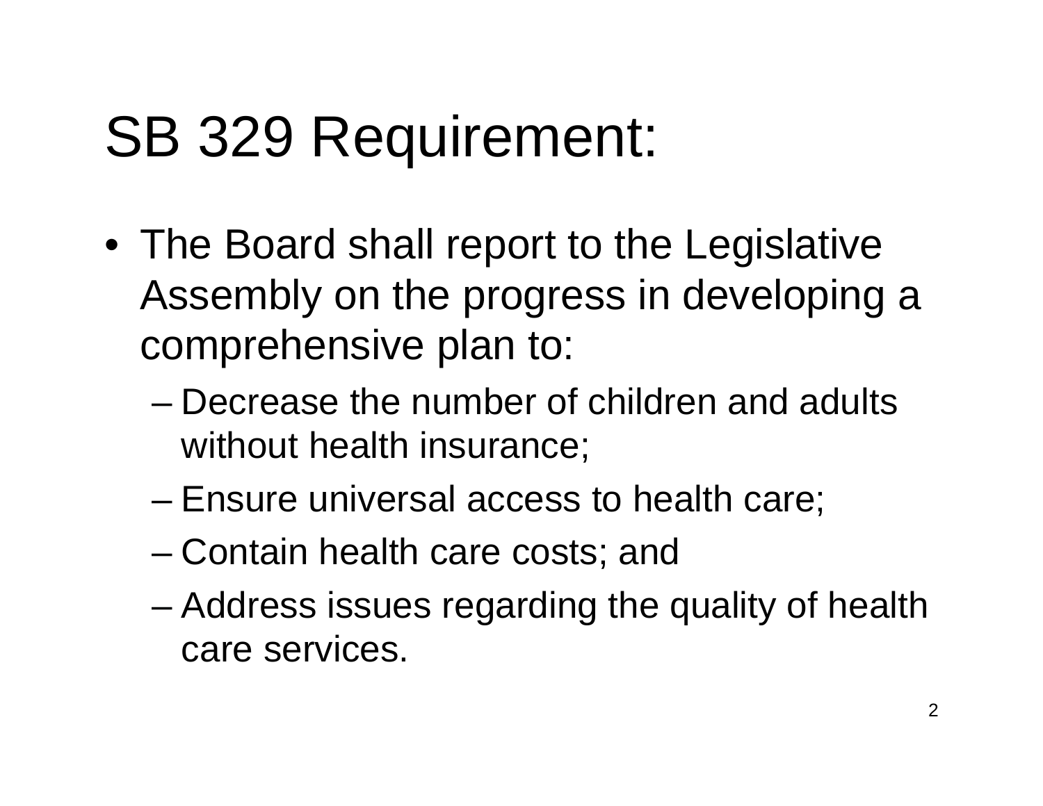# SB 329 Requirement:

- The Board shall report to the Legislative Assembly on the progress in developing a comprehensive plan to:
  - Decrease the number of children and adults without health insurance;
  - Ensure universal access to health care;
  - Contain health care costs; and
  - Address issues regarding the quality of health care services.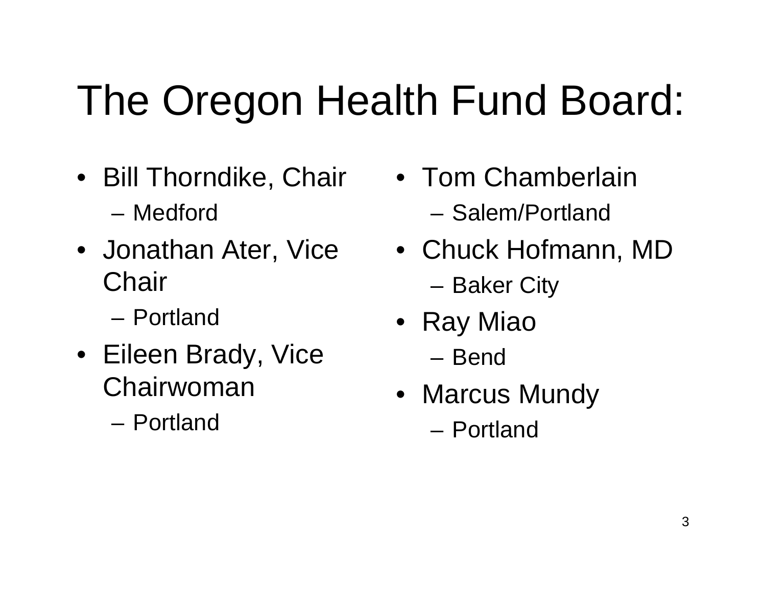# The Oregon Health Fund Board:

- Bill Thorndike, Chair
  - Medford
- Jonathan Ater, Vice Chair
  - Portland
- Eileen Brady, Vice Chairwoman
  - Portland
- Tom Chamberlain
  - Salem/Portland
- Chuck Hofmann, MD
  - Baker City
- Ray Miao
  - Bend
- Marcus Mundy
  - Portland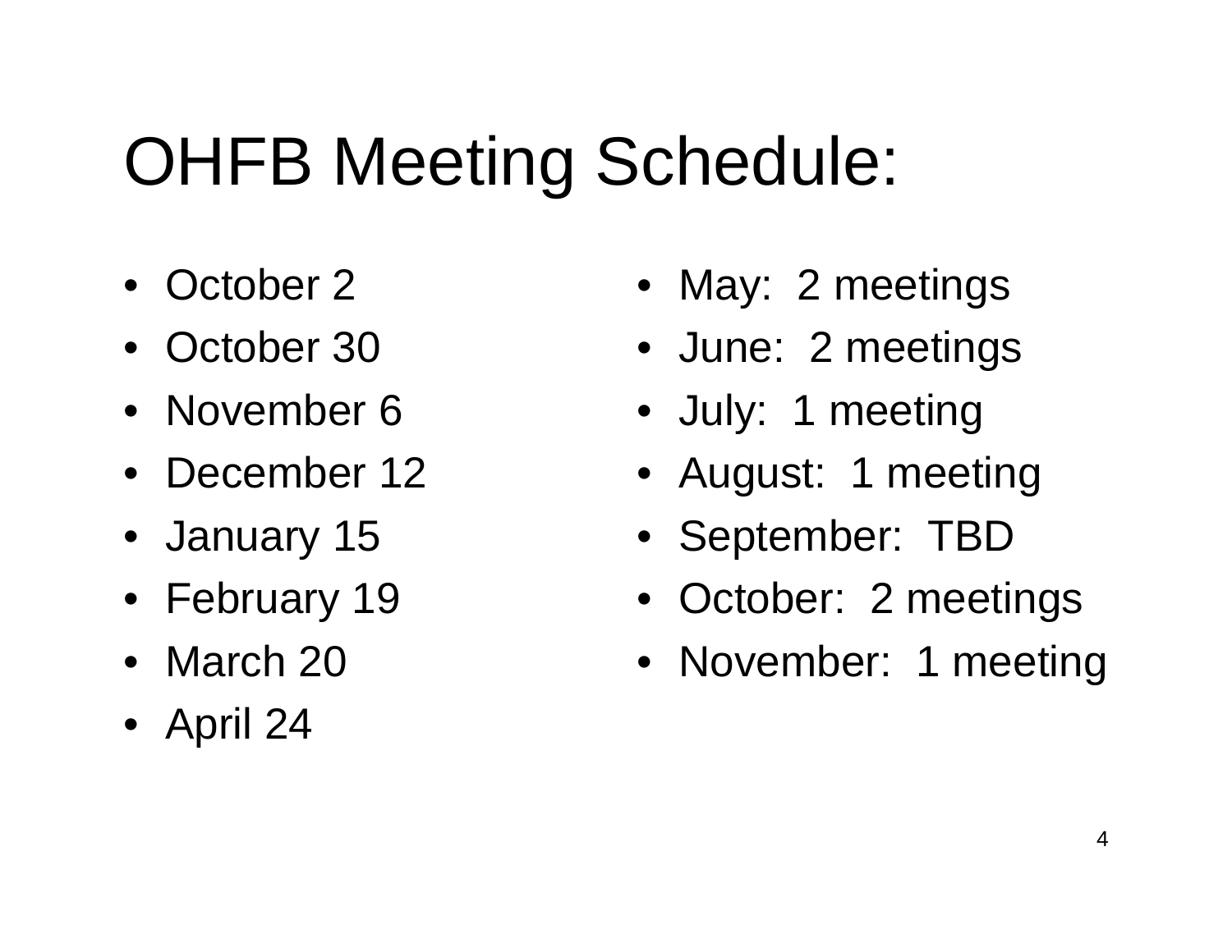# OHFB Meeting Schedule:

- October 2
- October 30
- November 6
- December 12
- January 15
- February 19
- March 20
- April 24

- May: 2 meetings
- June: 2 meetings
- July: 1 meeting
- August: 1 meeting
- September: TBD
- October: 2 meetings
- November: 1 meeting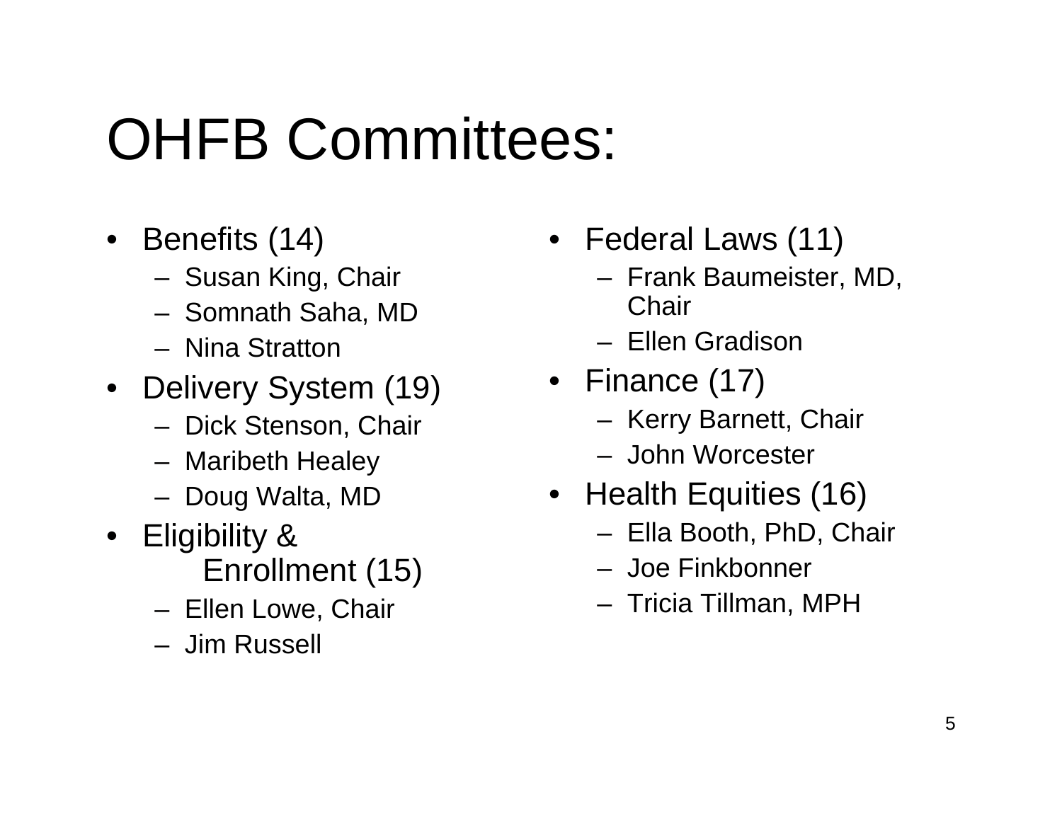# OHFB Committees:

- Benefits (14)
  - Susan King, Chair
  - Somnath Saha, MD
  - Nina Stratton
- Delivery System (19)
  - Dick Stenson, Chair
  - Maribeth Healey
  - Doug Walta, MD
- Eligibility & Enrollment (15)
  - Ellen Lowe, Chair
  - Jim Russell
- Federal Laws (11)
  - Frank Baumeister, MD, Chair
  - Ellen Gradison
- Finance (17)
  - Kerry Barnett, Chair
  - John Worcester
- Health Equities (16)
  - Ella Booth, PhD, Chair
  - Joe Finkbonner
  - Tricia Tillman, MPH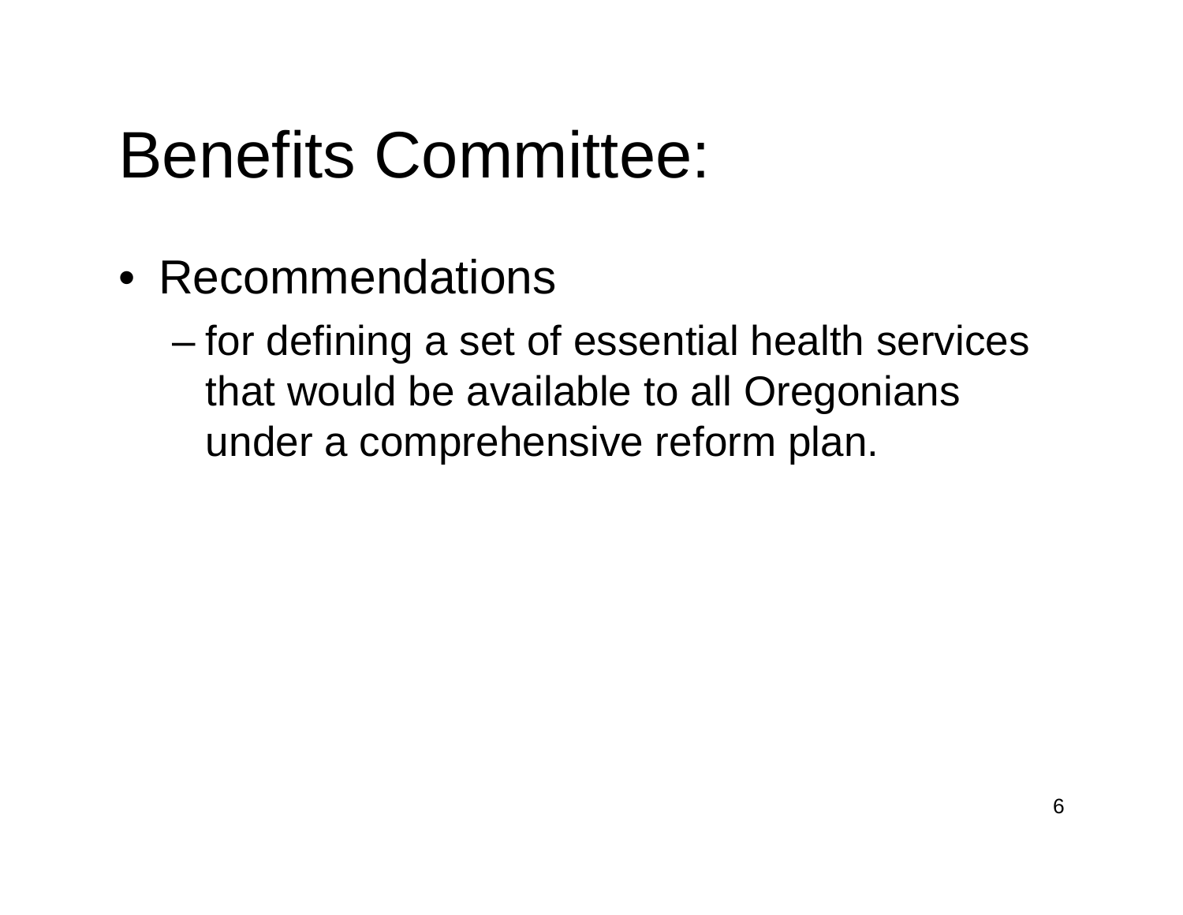# Benefits Committee:

- Recommendations
  - for defining a set of essential health services that would be available to all Oregonians under a comprehensive reform plan.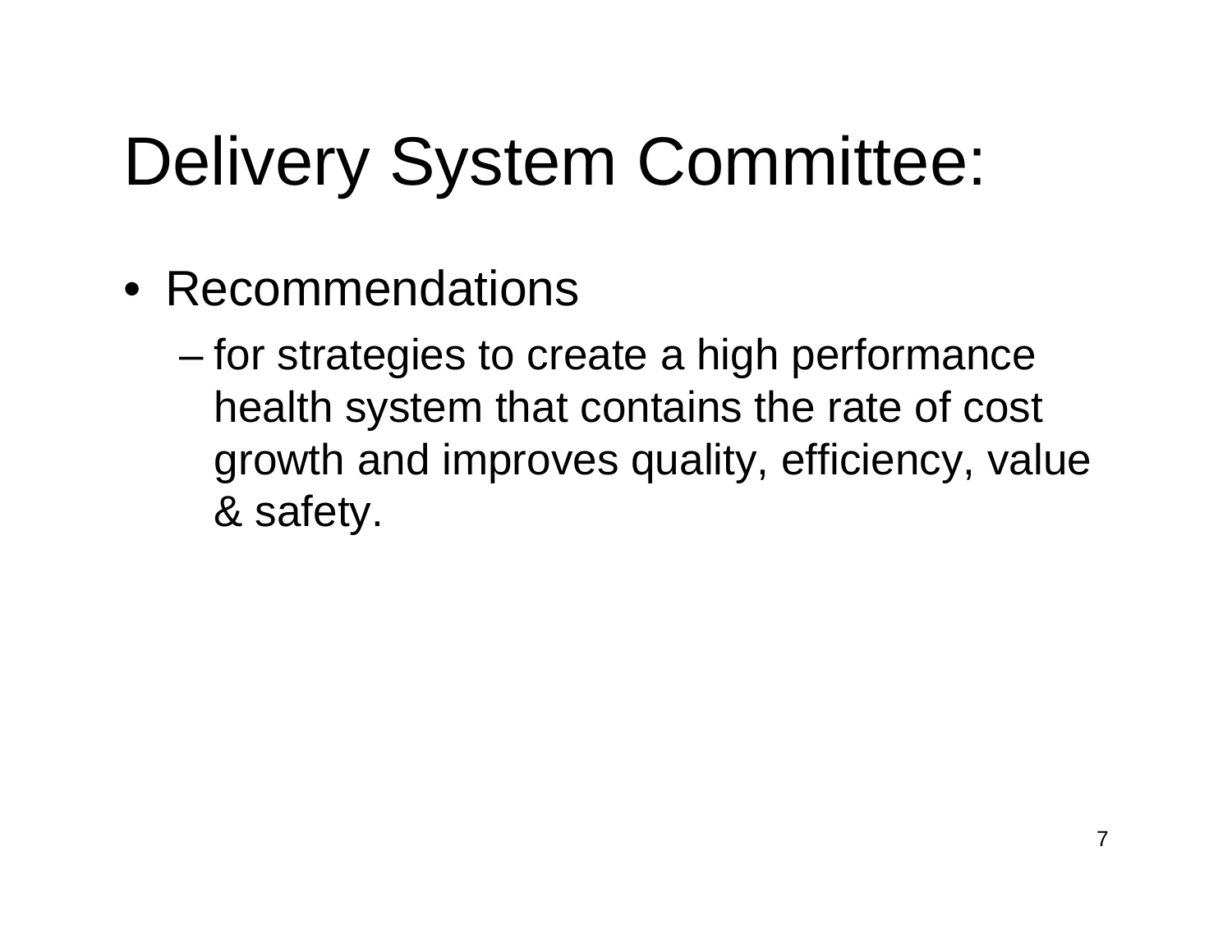# Delivery System Committee:

- Recommendations
  - for strategies to create a high performance health system that contains the rate of cost growth and improves quality, efficiency, value & safety.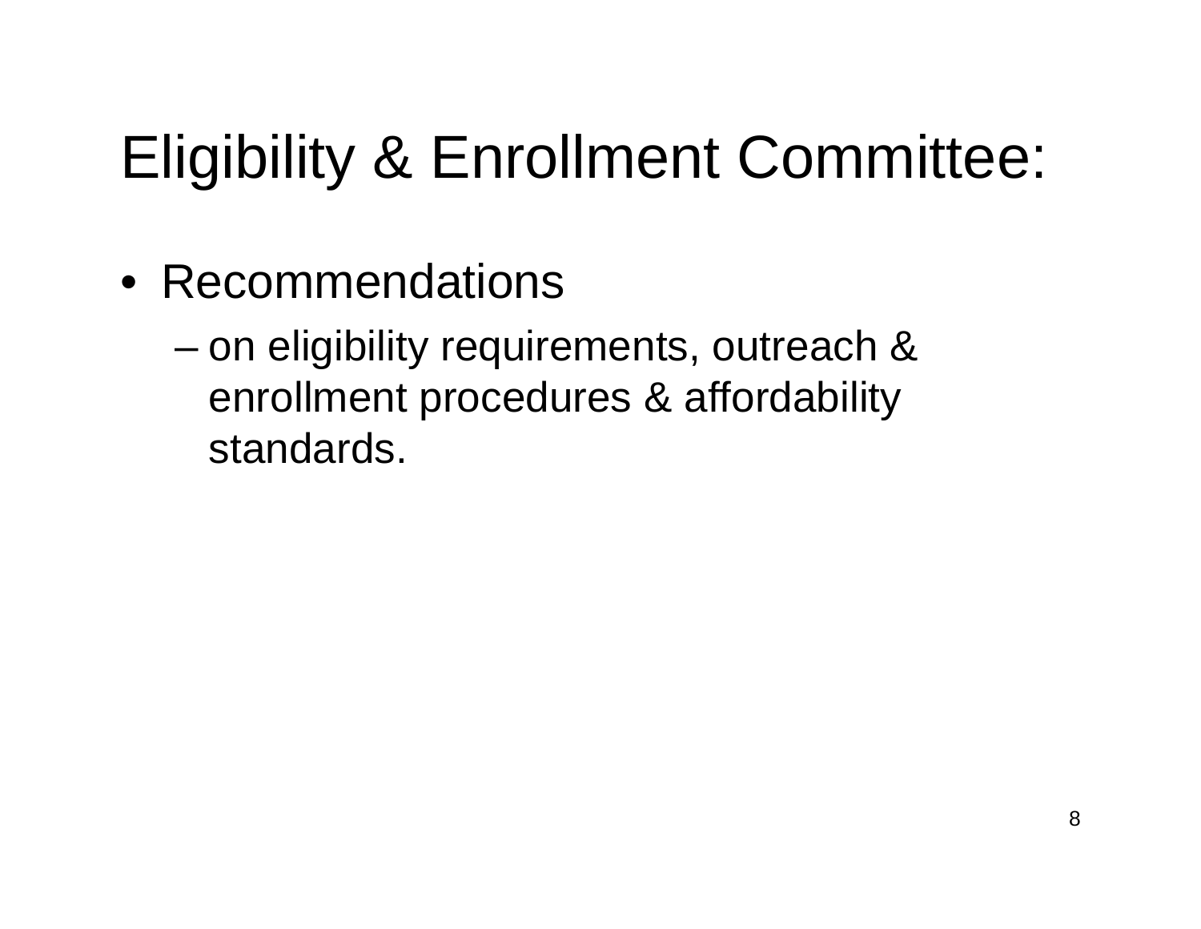# Eligibility & Enrollment Committee:

- Recommendations
  - on eligibility requirements, outreach & enrollment procedures & affordability standards.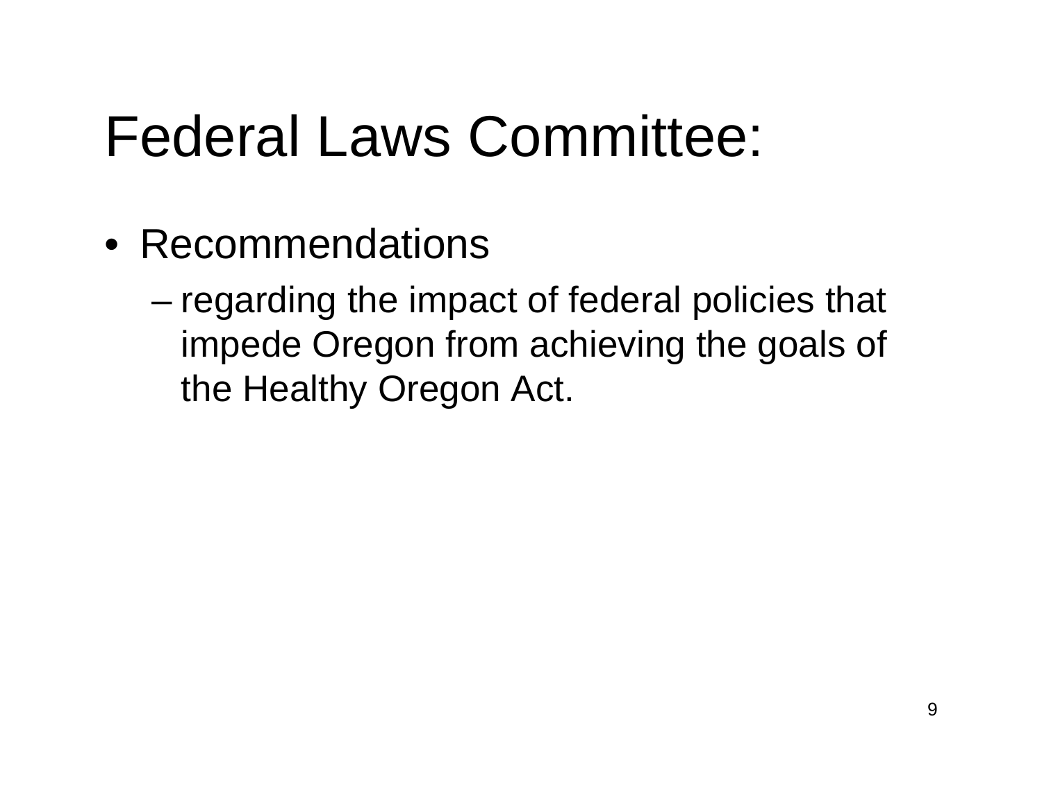# Federal Laws Committee:

- Recommendations
  - regarding the impact of federal policies that impede Oregon from achieving the goals of the Healthy Oregon Act.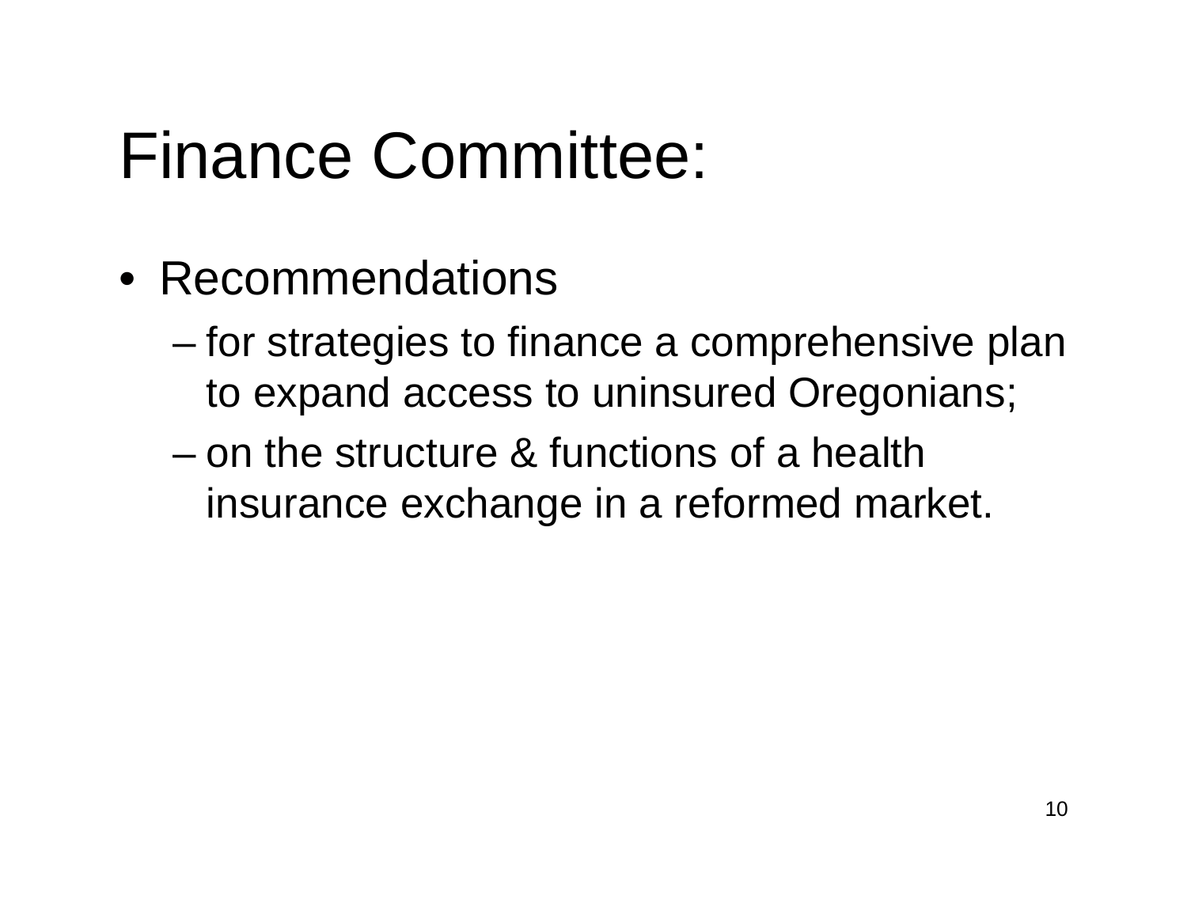# Finance Committee:

- Recommendations
  - for strategies to finance a comprehensive plan to expand access to uninsured Oregonians;
  - on the structure & functions of a health insurance exchange in a reformed market.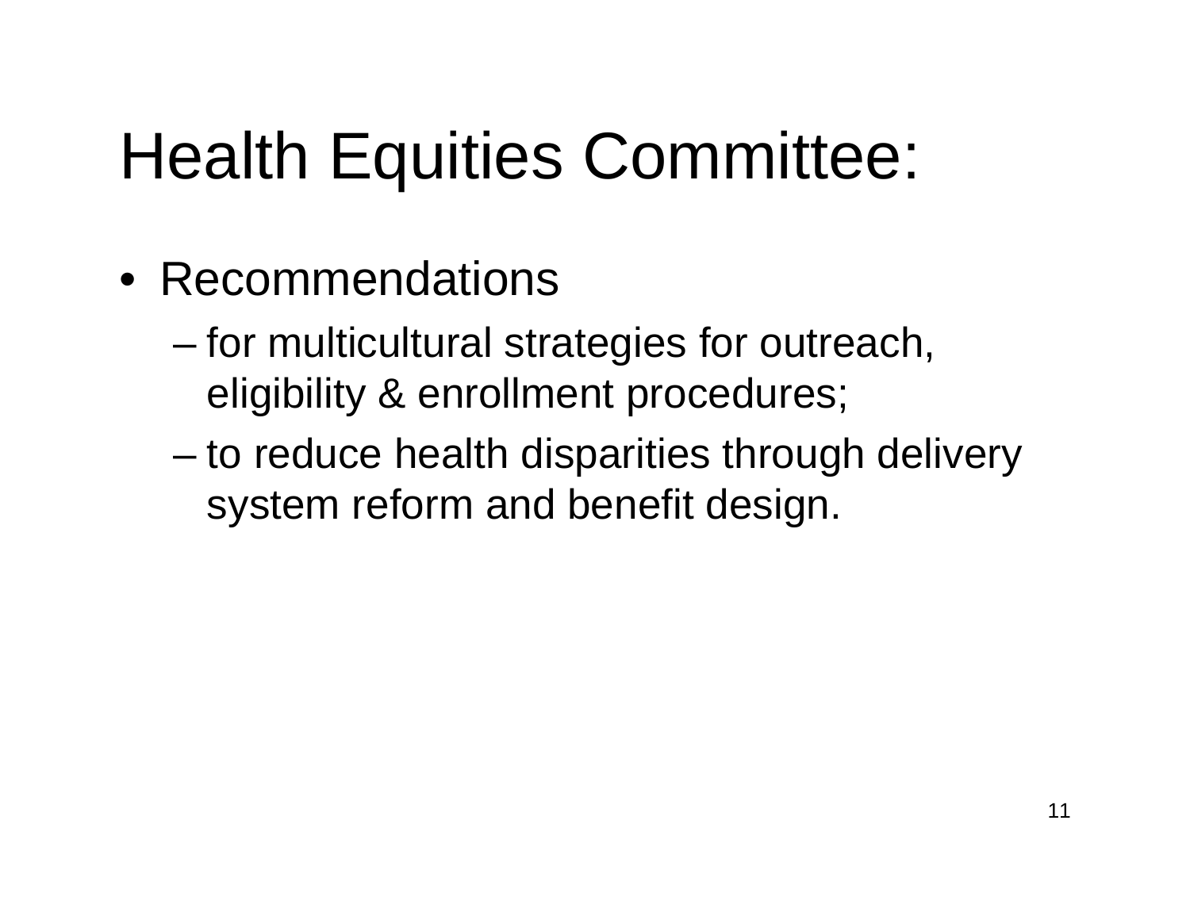# Health Equities Committee:

- Recommendations
  - for multicultural strategies for outreach, eligibility & enrollment procedures;
  - to reduce health disparities through delivery system reform and benefit design.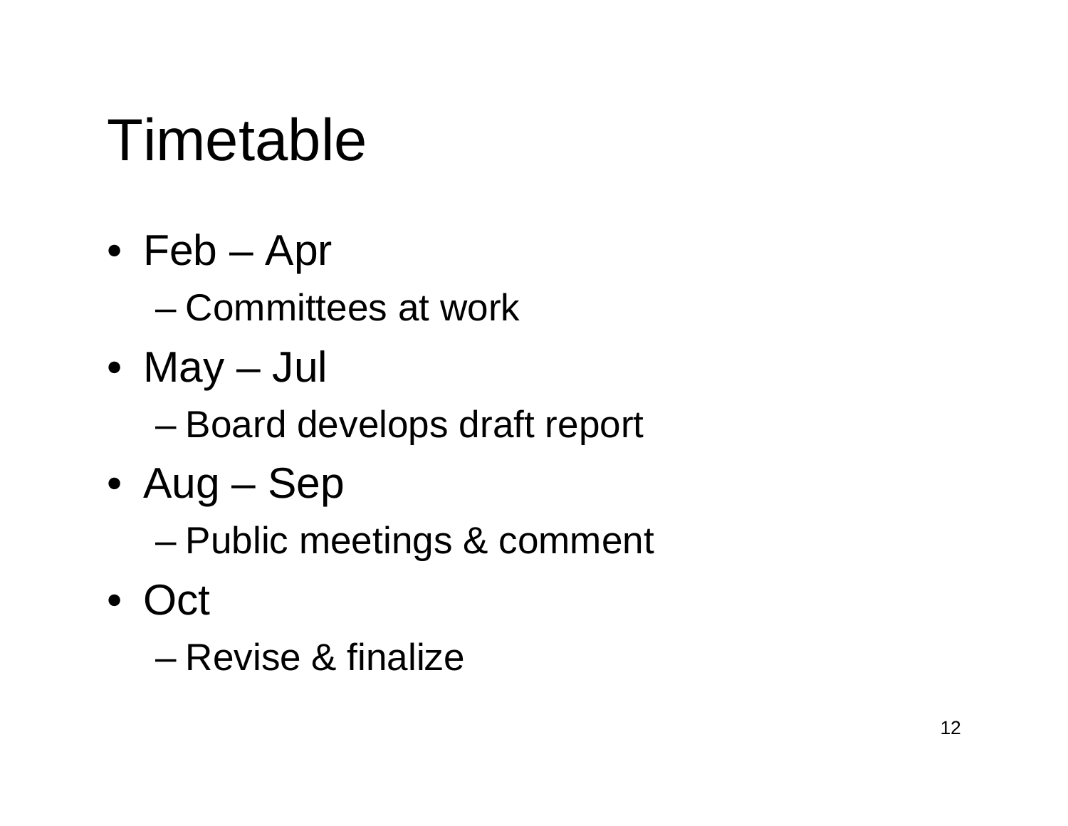# Timetable

- Feb – Apr
  - Committees at work
- May – Jul
  - Board develops draft report
- Aug – Sep
  - Public meetings & comment
- Oct
  - Revise & finalize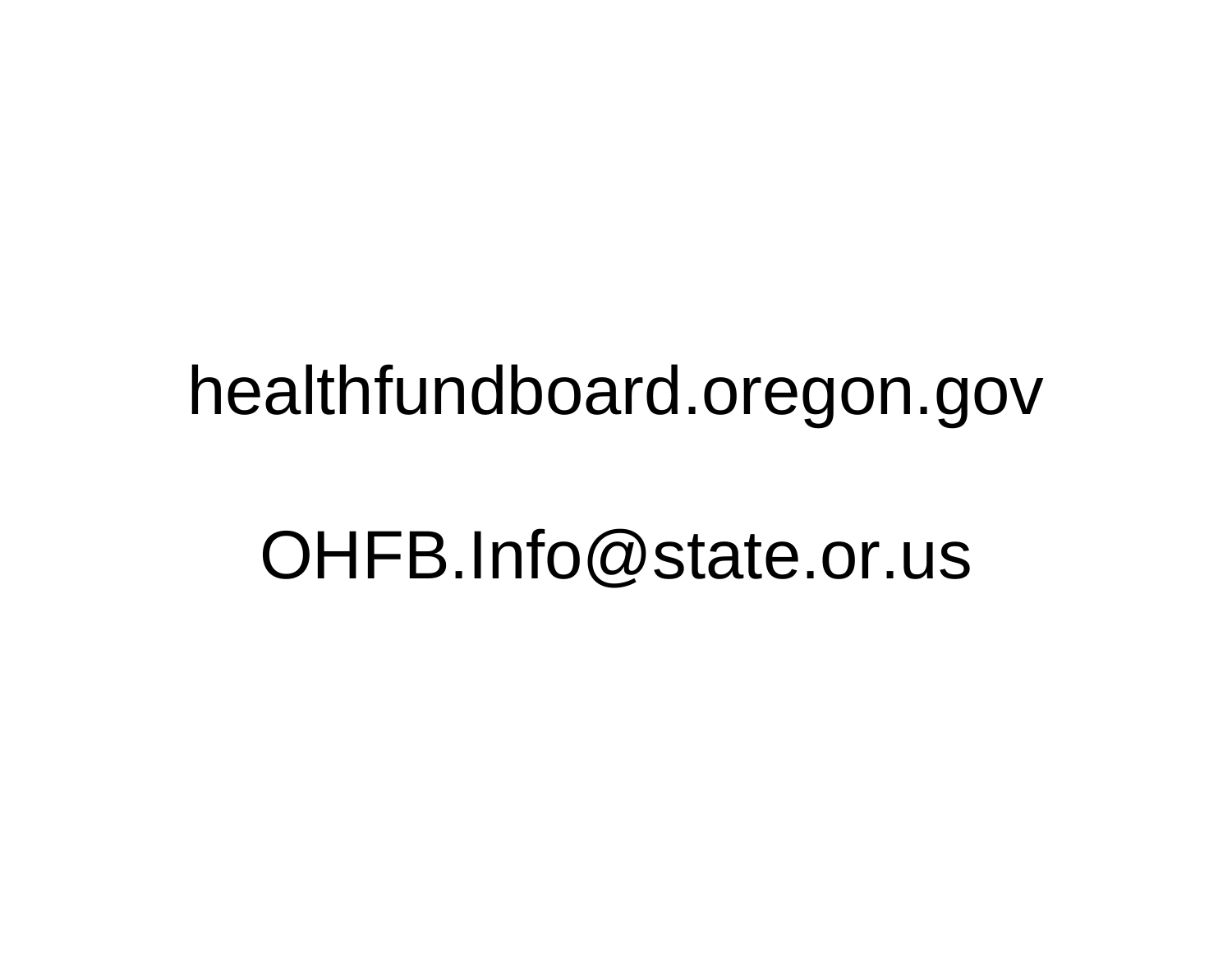healthfundboard.oregon.gov

OHFB.Info@state.or.us